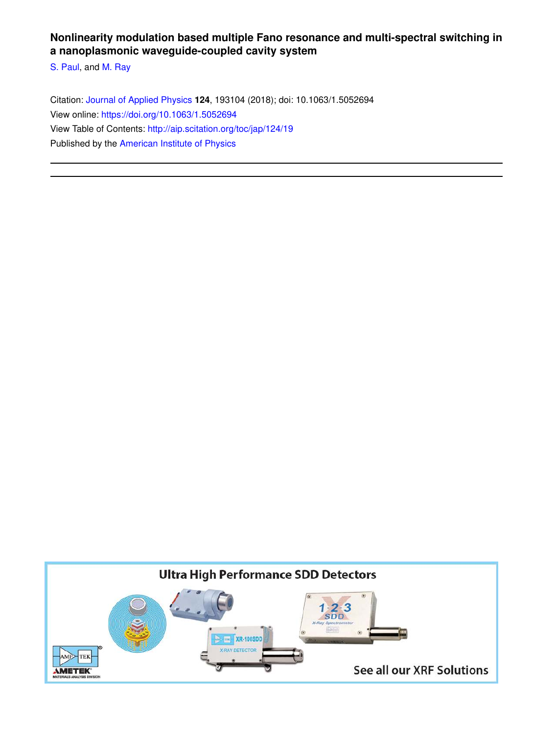**Nonlinearity modulation based multiple Fano resonance and multi-spectral switching in a nanoplasmonic waveguide-coupled cavity system**

S. Paul, and M. Ray

Citation: Journal of Applied Physics **124**, 193104 (2018); doi: 10.1063/1.5052694

View online: https://doi.org/10.1063/1.5052694

View Table of Contents: http://aip.scitation.org/toc/jap/124/19

Published by the American Institute of Physics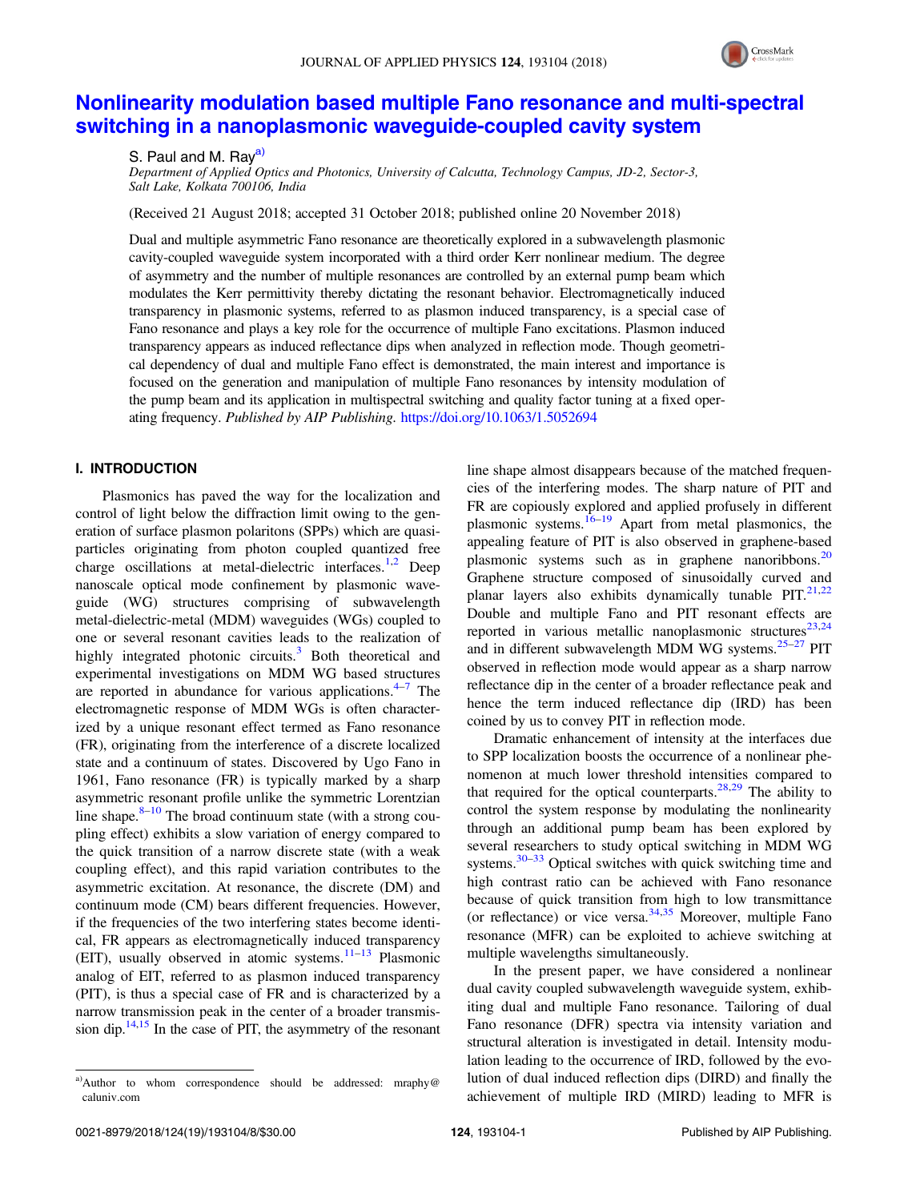# Nonlinearity modulation based multiple Fano resonance and multi-spectral switching in a nanoplasmonic waveguide-coupled cavity system

S. Paul and M. Ray[a)]

*Department of Applied Optics and Photonics, University of Calcutta, Technology Campus, JD-2, Sector-3, Salt Lake, Kolkata 700106, India*

(Received 21 August 2018; accepted 31 October 2018; published online 20 November 2018)

Dual and multiple asymmetric Fano resonance are theoretically explored in a subwavelength plasmonic cavity-coupled waveguide system incorporated with a third order Kerr nonlinear medium. The degree of asymmetry and the number of multiple resonances are controlled by an external pump beam which modulates the Kerr permittivity thereby dictating the resonant behavior. Electromagnetically induced transparency in plasmonic systems, referred to as plasmon induced transparency, is a special case of Fano resonance and plays a key role for the occurrence of multiple Fano excitations. Plasmon induced transparency appears as induced reflectance dips when analyzed in reflection mode. Though geometrical dependency of dual and multiple Fano effect is demonstrated, the main interest and importance is focused on the generation and manipulation of multiple Fano resonances by intensity modulation of the pump beam and its application in multispectral switching and quality factor tuning at a fixed operating frequency. *Published by AIP Publishing.* https://doi.org/10.1063/1.5052694

## I. INTRODUCTION

Plasmonics has paved the way for the localization and control of light below the diffraction limit owing to the generation of surface plasmon polaritons (SPPs) which are quasi-particles originating from photon coupled quantized free charge oscillations at metal-dielectric interfaces.[1,2] Deep nanoscale optical mode confinement by plasmonic waveguide (WG) structures comprising of subwavelength metal-dielectric-metal (MDM) waveguides (WGs) coupled to one or several resonant cavities leads to the realization of highly integrated photonic circuits.[3] Both theoretical and experimental investigations on MDM WG based structures are reported in abundance for various applications.[4–7] The electromagnetic response of MDM WGs is often characterized by a unique resonant effect termed as Fano resonance (FR), originating from the interference of a discrete localized state and a continuum of states. Discovered by Ugo Fano in 1961, Fano resonance (FR) is typically marked by a sharp asymmetric resonant profile unlike the symmetric Lorentzian line shape.[8–10] The broad continuum state (with a strong coupling effect) exhibits a slow variation of energy compared to the quick transition of a narrow discrete state (with a weak coupling effect), and this rapid variation contributes to the asymmetric excitation. At resonance, the discrete (DM) and continuum mode (CM) bears different frequencies. However, if the frequencies of the two interfering states become identical, FR appears as electromagnetically induced transparency (EIT), usually observed in atomic systems.[11–13] Plasmonic analog of EIT, referred to as plasmon induced transparency (PIT), is thus a special case of FR and is characterized by a narrow transmission peak in the center of a broader transmission dip.[14,15] In the case of PIT, the asymmetry of the resonant line shape almost disappears because of the matched frequencies of the interfering modes. The sharp nature of PIT and FR are copiously explored and applied profusely in different plasmonic systems.[16–19] Apart from metal plasmonics, the appealing feature of PIT is also observed in graphene-based plasmonic systems such as in graphene nanoribbons.[20] Graphene structure composed of sinusoidally curved and planar layers also exhibits dynamically tunable PIT.[21,22] Double and multiple Fano and PIT resonant effects are reported in various metallic nanoplasmonic structures[23,24] and in different subwavelength MDM WG systems.[25–27] PIT observed in reflection mode would appear as a sharp narrow reflectance dip in the center of a broader reflectance peak and hence the term induced reflectance dip (IRD) has been coined by us to convey PIT in reflection mode.

Dramatic enhancement of intensity at the interfaces due to SPP localization boosts the occurrence of a nonlinear phenomenon at much lower threshold intensities compared to that required for the optical counterparts.[28,29] The ability to control the system response by modulating the nonlinearity through an additional pump beam has been explored by several researchers to study optical switching in MDM WG systems.[30–33] Optical switches with quick switching time and high contrast ratio can be achieved with Fano resonance because of quick transition from high to low transmittance (or reflectance) or vice versa.[34,35] Moreover, multiple Fano resonance (MFR) can be exploited to achieve switching at multiple wavelengths simultaneously.

In the present paper, we have considered a nonlinear dual cavity coupled subwavelength waveguide system, exhibiting dual and multiple Fano resonance. Tailoring of dual Fano resonance (DFR) spectra via intensity variation and structural alteration is investigated in detail. Intensity modulation leading to the occurrence of IRD, followed by the evolution of dual induced reflection dips (DIRD) and finally the achievement of multiple IRD (MIRD) leading to MFR is

[a)]Author to whom correspondence should be addressed: mraphy@caluniv.com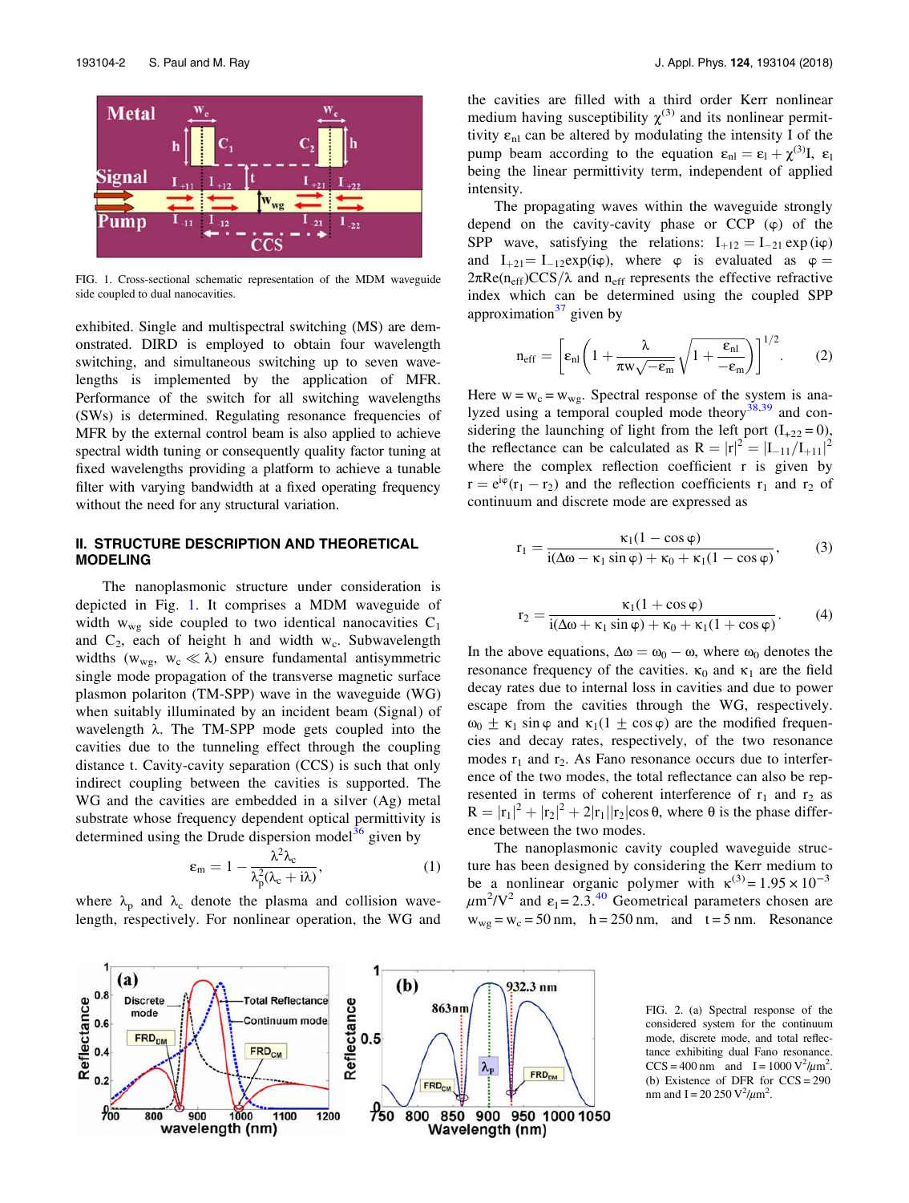FIG. 1. Cross-sectional schematic representation of the MDM waveguide side coupled to dual nanocavities.

exhibited. Single and multispectral switching (MS) are demonstrated. DIRD is employed to obtain four wavelength switching, and simultaneous switching up to seven wavelengths is implemented by the application of MFR. Performance of the switch for all switching wavelengths (SWs) is determined. Regulating resonance frequencies of MFR by the external control beam is also applied to achieve spectral width tuning or consequently quality factor tuning at fixed wavelengths providing a platform to achieve a tunable filter with varying bandwidth at a fixed operating frequency without the need for any structural variation.

## II. STRUCTURE DESCRIPTION AND THEORETICAL MODELING

The nanoplasmonic structure under consideration is depicted in Fig. 1. It comprises a MDM waveguide of width $w_{wg}$ side coupled to two identical nanocavities $C_1$ and $C_2$, each of height h and width $w_c$. Subwavelength widths ($w_{wg}$, $w_c \ll \lambda$) ensure fundamental antisymmetric single mode propagation of the transverse magnetic surface plasmon polariton (TM-SPP) wave in the waveguide (WG) when suitably illuminated by an incident beam (Signal) of wavelength λ. The TM-SPP mode gets coupled into the cavities due to the tunneling effect through the coupling distance t. Cavity-cavity separation (CCS) is such that only indirect coupling between the cavities is supported. The WG and the cavities are embedded in a silver (Ag) metal substrate whose frequency dependent optical permittivity is determined using the Drude dispersion model[36] given by

$$\varepsilon_m = 1 - \frac{\lambda^2 \lambda_c}{\lambda_p^2(\lambda_c + i\lambda)}, \tag{1}$$

where $\lambda_p$ and $\lambda_c$ denote the plasma and collision wavelength, respectively. For nonlinear operation, the WG and the cavities are filled with a third order Kerr nonlinear medium having susceptibility $\chi^{(3)}$ and its nonlinear permittivity $\varepsilon_{nl}$ can be altered by modulating the intensity I of the pump beam according to the equation $\varepsilon_{nl} = \varepsilon_l + \chi^{(3)}I$, $\varepsilon_l$ being the linear permittivity term, independent of applied intensity.

The propagating waves within the waveguide strongly depend on the cavity-cavity phase or CCP (φ) of the SPP wave, satisfying the relations: $I_{+12} = I_{-21}\exp(i\varphi)$ and $I_{+21} = I_{-12}\exp(i\varphi)$, where φ is evaluated as $\varphi = 2\pi \mathrm{Re}(n_{eff})\mathrm{CCS}/\lambda$ and $n_{eff}$ represents the effective refractive index which can be determined using the coupled SPP approximation[37] given by

$$n_{eff} = \left[\varepsilon_{nl}\left(1 + \frac{\lambda}{\pi w\sqrt{-\varepsilon_m}}\sqrt{1 + \frac{\varepsilon_{nl}}{-\varepsilon_m}}\right)\right]^{1/2}. \tag{2}$$

Here $w = w_c = w_{wg}$. Spectral response of the system is analyzed using a temporal coupled mode theory[38,39] and considering the launching of light from the left port ($I_{+22} = 0$), the reflectance can be calculated as $R = |r|^2 = |I_{-11}/I_{+11}|^2$ where the complex reflection coefficient r is given by $r = e^{i\varphi}(r_1 - r_2)$ and the reflection coefficients $r_1$ and $r_2$ of continuum and discrete mode are expressed as

$$r_1 = \frac{\kappa_1(1-\cos\varphi)}{i(\Delta\omega - \kappa_1\sin\varphi) + \kappa_0 + \kappa_1(1-\cos\varphi)}, \tag{3}$$

$$r_2 = \frac{\kappa_1(1+\cos\varphi)}{i(\Delta\omega + \kappa_1\sin\varphi) + \kappa_0 + \kappa_1(1+\cos\varphi)}. \tag{4}$$

In the above equations, $\Delta\omega = \omega_0 - \omega$, where $\omega_0$ denotes the resonance frequency of the cavities. $\kappa_0$ and $\kappa_1$ are the field decay rates due to internal loss in cavities and due to power escape from the cavities through the WG, respectively. $\omega_0 \pm \kappa_1\sin\varphi$ and $\kappa_1(1 \pm \cos\varphi)$ are the modified frequencies and decay rates, respectively, of the two resonance modes $r_1$ and $r_2$. As Fano resonance occurs due to interference of the two modes, the total reflectance can also be represented in terms of coherent interference of $r_1$ and $r_2$ as $R = |r_1|^2 + |r_2|^2 + 2|r_1||r_2|\cos\theta$, where θ is the phase difference between the two modes.

The nanoplasmonic cavity coupled waveguide structure has been designed by considering the Kerr medium to be a nonlinear organic polymer with $\kappa^{(3)} = 1.95 \times 10^{-3}$ $\mu m^2/V^2$ and $\varepsilon_l = 2.3$.[40] Geometrical parameters chosen are $w_{wg} = w_c = 50$ nm, h = 250 nm, and t = 5 nm. Resonance

FIG. 2. (a) Spectral response of the considered system for the continuum mode, discrete mode, and total reflectance exhibiting dual Fano resonance. CCS = 400 nm and I = 1000 $V^2/\mu m^2$. (b) Existence of DFR for CCS = 290 nm and I = 20 250 $V^2/\mu m^2$.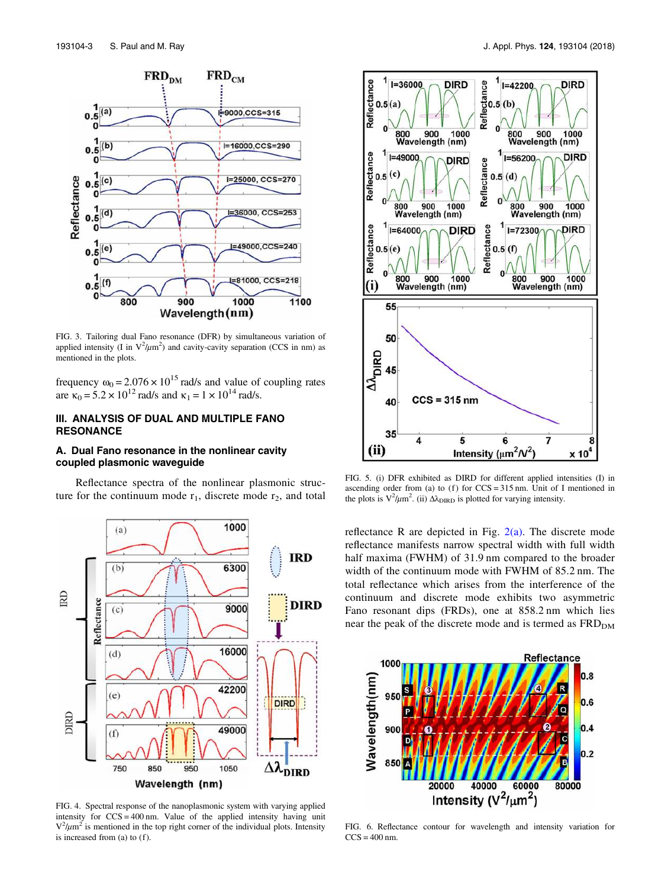FIG. 3. Tailoring dual Fano resonance (DFR) by simultaneous variation of applied intensity (I in $V^2/\mu m^2$) and cavity-cavity separation (CCS in nm) as mentioned in the plots.

frequency $\omega_0 = 2.076 \times 10^{15}$ rad/s and value of coupling rates are $\kappa_0 = 5.2 \times 10^{12}$ rad/s and $\kappa_1 = 1 \times 10^{14}$ rad/s.

## III. ANALYSIS OF DUAL AND MULTIPLE FANO RESONANCE

### A. Dual Fano resonance in the nonlinear cavity coupled plasmonic waveguide

Reflectance spectra of the nonlinear plasmonic structure for the continuum mode $r_1$, discrete mode $r_2$, and total reflectance R are depicted in Fig. 2(a). The discrete mode reflectance manifests narrow spectral width with full width half maxima (FWHM) of 31.9 nm compared to the broader width of the continuum mode with FWHM of 85.2 nm. The total reflectance which arises from the interference of the continuum and discrete mode exhibits two asymmetric Fano resonant dips (FRDs), one at 858.2 nm which lies near the peak of the discrete mode and is termed as $FRD_{DM}$

FIG. 4. Spectral response of the nanoplasmonic system with varying applied intensity for CCS = 400 nm. Value of the applied intensity having unit $V^2/\mu m^2$ is mentioned in the top right corner of the individual plots. Intensity is increased from (a) to (f).

FIG. 5. (i) DFR exhibited as DIRD for different applied intensities (I) in ascending order from (a) to (f) for CCS = 315 nm. Unit of I mentioned in the plots is $V^2/\mu m^2$. (ii) $\Delta\lambda_{DIRD}$ is plotted for varying intensity.

FIG. 6. Reflectance contour for wavelength and intensity variation for CCS = 400 nm.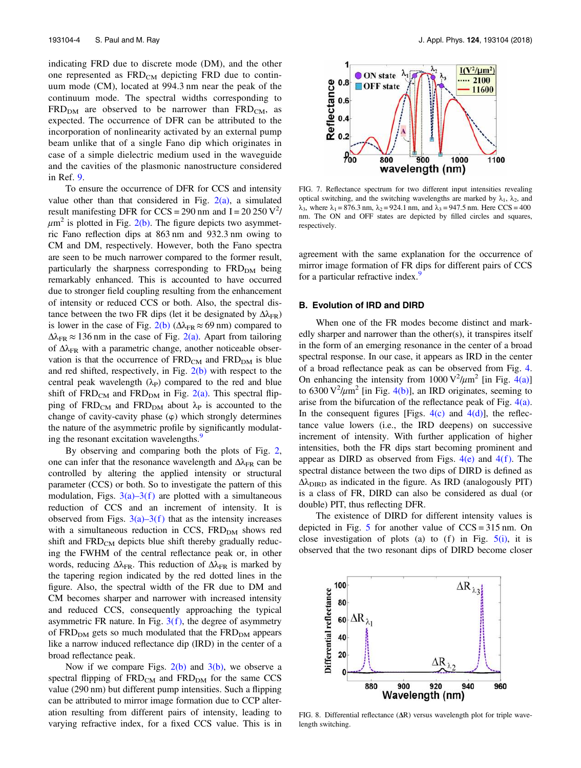indicating FRD due to discrete mode (DM), and the other one represented as $FRD_{CM}$ depicting FRD due to continuum mode (CM), located at 994.3 nm near the peak of the continuum mode. The spectral widths corresponding to $FRD_{DM}$ are observed to be narrower than $FRD_{CM}$, as expected. The occurrence of DFR can be attributed to the incorporation of nonlinearity activated by an external pump beam unlike that of a single Fano dip which originates in case of a simple dielectric medium used in the waveguide and the cavities of the plasmonic nanostructure considered in Ref. 9.

To ensure the occurrence of DFR for CCS and intensity value other than that considered in Fig. 2(a), a simulated result manifesting DFR for CCS = 290 nm and I = 20 250 $V^2/\mu m^2$ is plotted in Fig. 2(b). The figure depicts two asymmetric Fano reflection dips at 863 nm and 932.3 nm owing to CM and DM, respectively. However, both the Fano spectra are seen to be much narrower compared to the former result, particularly the sharpness corresponding to $FRD_{DM}$ being remarkably enhanced. This is accounted to have occurred due to stronger field coupling resulting from the enhancement of intensity or reduced CCS or both. Also, the spectral distance between the two FR dips (let it be designated by $\Delta\lambda_{FR}$) is lower in the case of Fig. 2(b) ($\Delta\lambda_{FR} \approx 69$ nm) compared to $\Delta\lambda_{FR} \approx 136$ nm in the case of Fig. 2(a). Apart from tailoring of $\Delta\lambda_{FR}$ with a parametric change, another noticeable observation is that the occurrence of $FRD_{CM}$ and $FRD_{DM}$ is blue and red shifted, respectively, in Fig. 2(b) with respect to the central peak wavelength ($\lambda_P$) compared to the red and blue shift of $FRD_{CM}$ and $FRD_{DM}$ in Fig. 2(a). This spectral flipping of $FRD_{CM}$ and $FRD_{DM}$ about $\lambda_P$ is accounted to the change of cavity-cavity phase ($\varphi$) which strongly determines the nature of the asymmetric profile by significantly modulating the resonant excitation wavelengths.[9]

By observing and comparing both the plots of Fig. 2, one can infer that the resonance wavelength and $\Delta\lambda_{FR}$ can be controlled by altering the applied intensity or structural parameter (CCS) or both. So to investigate the pattern of this modulation, Figs. 3(a)–3(f) are plotted with a simultaneous reduction of CCS and an increment of intensity. It is observed from Figs. 3(a)–3(f) that as the intensity increases with a simultaneous reduction in CCS, $FRD_{DM}$ shows red shift and $FRD_{CM}$ depicts blue shift thereby gradually reducing the FWHM of the central reflectance peak or, in other words, reducing $\Delta\lambda_{FR}$. This reduction of $\Delta\lambda_{FR}$ is marked by the tapering region indicated by the red dotted lines in the figure. Also, the spectral width of the FR due to DM and CM becomes sharper and narrower with increased intensity and reduced CCS, consequently approaching the typical asymmetric FR nature. In Fig. 3(f), the degree of asymmetry of $FRD_{DM}$ gets so much modulated that the $FRD_{DM}$ appears like a narrow induced reflectance dip (IRD) in the center of a broad reflectance peak.

Now if we compare Figs. 2(b) and 3(b), we observe a spectral flipping of $FRD_{CM}$ and $FRD_{DM}$ for the same CCS value (290 nm) but different pump intensities. Such a flipping can be attributed to mirror image formation due to CCP alteration resulting from different pairs of intensity, leading to varying refractive index, for a fixed CCS value. This is in agreement with the same explanation for the occurrence of mirror image formation of FR dips for different pairs of CCS for a particular refractive index.[9]

FIG. 7. Reflectance spectrum for two different input intensities revealing optical switching, and the switching wavelengths are marked by $\lambda_1$, $\lambda_2$, and $\lambda_3$, where $\lambda_1 = 876.3$ nm, $\lambda_2 = 924.1$ nm, and $\lambda_3 = 947.5$ nm. Here CCS = 400 nm. The ON and OFF states are depicted by filled circles and squares, respectively.

## B. Evolution of IRD and DIRD

When one of the FR modes become distinct and markedly sharper and narrower than the other(s), it transpires itself in the form of an emerging resonance in the center of a broad spectral response. In our case, it appears as IRD in the center of a broad reflectance peak as can be observed from Fig. 4. On enhancing the intensity from 1000 $V^2/\mu m^2$ [in Fig. 4(a)] to 6300 $V^2/\mu m^2$ [in Fig. 4(b)], an IRD originates, seeming to arise from the bifurcation of the reflectance peak of Fig. 4(a). In the consequent figures [Figs. 4(c) and 4(d)], the reflectance value lowers (i.e., the IRD deepens) on successive increment of intensity. With further application of higher intensities, both the FR dips start becoming prominent and appear as DIRD as observed from Figs. 4(e) and 4(f). The spectral distance between the two dips of DIRD is defined as $\Delta\lambda_{DIRD}$ as indicated in the figure. As IRD (analogously PIT) is a class of FR, DIRD can also be considered as dual (or double) PIT, thus reflecting DFR.

The existence of DIRD for different intensity values is depicted in Fig. 5 for another value of CCS = 315 nm. On close investigation of plots (a) to (f) in Fig. 5(i), it is observed that the two resonant dips of DIRD become closer

FIG. 8. Differential reflectance ($\Delta R$) versus wavelength plot for triple wavelength switching.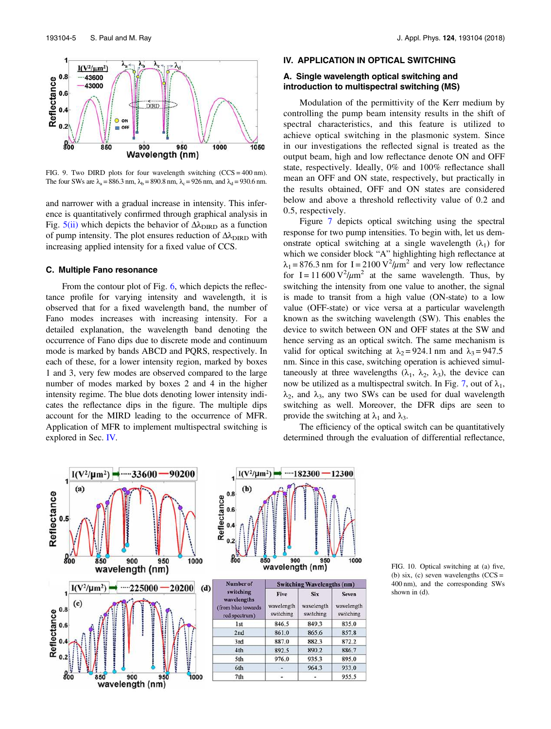FIG. 9. Two DIRD plots for four wavelength switching (CCS = 400 nm). The four SWs are $\lambda_a = 886.3$ nm, $\lambda_b = 890.8$ nm, $\lambda_c = 926$ nm, and $\lambda_d = 930.6$ nm.

and narrower with a gradual increase in intensity. This inference is quantitatively confirmed through graphical analysis in Fig. 5(ii) which depicts the behavior of $\Delta\lambda_{DIRD}$ as a function of pump intensity. The plot ensures reduction of $\Delta\lambda_{DIRD}$ with increasing applied intensity for a fixed value of CCS.

### C. Multiple Fano resonance

From the contour plot of Fig. 6, which depicts the reflectance profile for varying intensity and wavelength, it is observed that for a fixed wavelength band, the number of Fano modes increases with increasing intensity. For a detailed explanation, the wavelength band denoting the occurrence of Fano dips due to discrete mode and continuum mode is marked by bands ABCD and PQRS, respectively. In each of these, for a lower intensity region, marked by boxes 1 and 3, very few modes are observed compared to the large number of modes marked by boxes 2 and 4 in the higher intensity regime. The blue dots denoting lower intensity indicates the reflectance dips in the figure. The multiple dips account for the MIRD leading to the occurrence of MFR. Application of MFR to implement multispectral switching is explored in Sec. IV.

## IV. APPLICATION IN OPTICAL SWITCHING

### A. Single wavelength optical switching and introduction to multispectral switching (MS)

Modulation of the permittivity of the Kerr medium by controlling the pump beam intensity results in the shift of spectral characteristics, and this feature is utilized to achieve optical switching in the plasmonic system. Since in our investigations the reflected signal is treated as the output beam, high and low reflectance denote ON and OFF state, respectively. Ideally, 0% and 100% reflectance shall mean an OFF and ON state, respectively, but practically in the results obtained, OFF and ON states are considered below and above a threshold reflectivity value of 0.2 and 0.5, respectively.

Figure 7 depicts optical switching using the spectral response for two pump intensities. To begin with, let us demonstrate optical switching at a single wavelength ($\lambda_1$) for which we consider block "A" highlighting high reflectance at $\lambda_1 = 876.3$ nm for $I = 2100\ V^2/\mu m^2$ and very low reflectance for $I = 11\,600\ V^2/\mu m^2$ at the same wavelength. Thus, by switching the intensity from one value to another, the signal is made to transit from a high value (ON-state) to a low value (OFF-state) or vice versa at a particular wavelength known as the switching wavelength (SW). This enables the device to switch between ON and OFF states at the SW and hence serving as an optical switch. The same mechanism is valid for optical switching at $\lambda_2 = 924.1$ nm and $\lambda_3 = 947.5$ nm. Since in this case, switching operation is achieved simultaneously at three wavelengths ($\lambda_1$, $\lambda_2$, $\lambda_3$), the device can now be utilized as a multispectral switch. In Fig. 7, out of $\lambda_1$, $\lambda_2$, and $\lambda_3$, any two SWs can be used for dual wavelength switching as well. Moreover, the DFR dips are seen to provide the switching at $\lambda_1$ and $\lambda_3$.

The efficiency of the optical switch can be quantitatively determined through the evaluation of differential reflectance,

| Number of switching wavelengths (from blue towards red spectrum) | Switching Wavelengths (nm) | | |
|---|---|---|---|
| | Five wavelength switching | Six wavelength switching | Seven wavelength switching |
| 1st | 846.5 | 849.3 | 835.0 |
| 2nd | 861.0 | 865.6 | 857.8 |
| 3rd | 887.0 | 882.3 | 872.2 |
| 4th | 892.5 | 890.2 | 886.7 |
| 5th | 976.0 | 935.3 | 895.0 |
| 6th | - | 964.3 | 933.0 |
| 7th | - | - | 955.5 |

FIG. 10. Optical switching at (a) five, (b) six, (c) seven wavelengths (CCS = 400 nm), and the corresponding SWs shown in (d).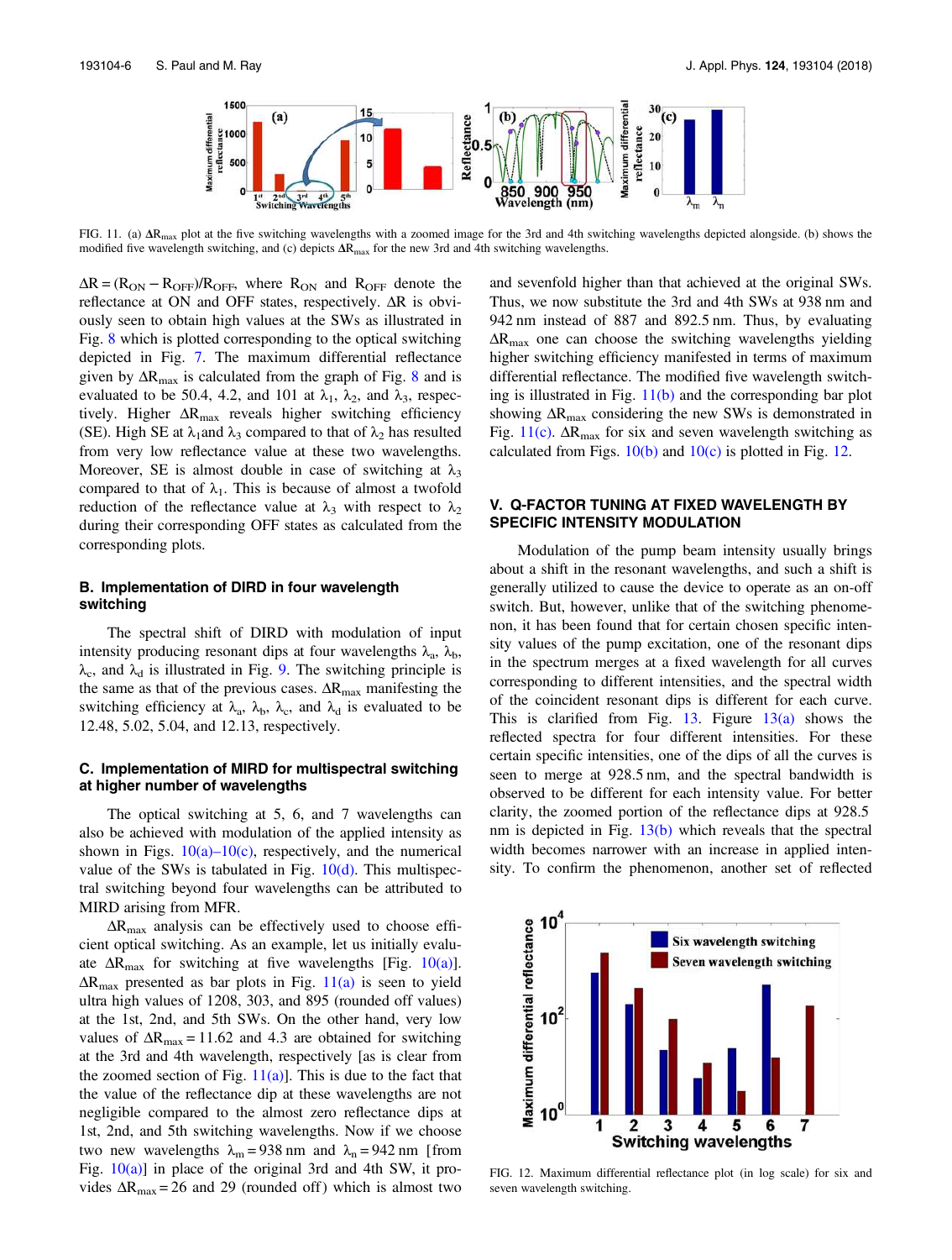FIG. 11. (a) $\Delta R_{max}$ plot at the five switching wavelengths with a zoomed image for the 3rd and 4th switching wavelengths depicted alongside. (b) shows the modified five wavelength switching, and (c) depicts $\Delta R_{max}$ for the new 3rd and 4th switching wavelengths.

$\Delta R = (R_{ON} - R_{OFF})/R_{OFF}$, where $R_{ON}$ and $R_{OFF}$ denote the reflectance at ON and OFF states, respectively. $\Delta R$ is obviously seen to obtain high values at the SWs as illustrated in Fig. 8 which is plotted corresponding to the optical switching depicted in Fig. 7. The maximum differential reflectance given by $\Delta R_{max}$ is calculated from the graph of Fig. 8 and is evaluated to be 50.4, 4.2, and 101 at $\lambda_1$, $\lambda_2$, and $\lambda_3$, respectively. Higher $\Delta R_{max}$ reveals higher switching efficiency (SE). High SE at $\lambda_1$and $\lambda_3$ compared to that of $\lambda_2$ has resulted from very low reflectance value at these two wavelengths. Moreover, SE is almost double in case of switching at $\lambda_3$ compared to that of $\lambda_1$. This is because of almost a twofold reduction of the reflectance value at $\lambda_3$ with respect to $\lambda_2$ during their corresponding OFF states as calculated from the corresponding plots.

### B. Implementation of DIRD in four wavelength switching

The spectral shift of DIRD with modulation of input intensity producing resonant dips at four wavelengths $\lambda_a$, $\lambda_b$, $\lambda_c$, and $\lambda_d$ is illustrated in Fig. 9. The switching principle is the same as that of the previous cases. $\Delta R_{max}$ manifesting the switching efficiency at $\lambda_a$, $\lambda_b$, $\lambda_c$, and $\lambda_d$ is evaluated to be 12.48, 5.02, 5.04, and 12.13, respectively.

### C. Implementation of MIRD for multispectral switching at higher number of wavelengths

The optical switching at 5, 6, and 7 wavelengths can also be achieved with modulation of the applied intensity as shown in Figs. 10(a)–10(c), respectively, and the numerical value of the SWs is tabulated in Fig. 10(d). This multispectral switching beyond four wavelengths can be attributed to MIRD arising from MFR.

$\Delta R_{max}$ analysis can be effectively used to choose efficient optical switching. As an example, let us initially evaluate $\Delta R_{max}$ for switching at five wavelengths [Fig. 10(a)]. $\Delta R_{max}$ presented as bar plots in Fig. 11(a) is seen to yield ultra high values of 1208, 303, and 895 (rounded off values) at the 1st, 2nd, and 5th SWs. On the other hand, very low values of $\Delta R_{max} = 11.62$ and 4.3 are obtained for switching at the 3rd and 4th wavelength, respectively [as is clear from the zoomed section of Fig. 11(a)]. This is due to the fact that the value of the reflectance dip at these wavelengths are not negligible compared to the almost zero reflectance dips at 1st, 2nd, and 5th switching wavelengths. Now if we choose two new wavelengths $\lambda_m = 938$ nm and $\lambda_n = 942$ nm [from Fig. 10(a)] in place of the original 3rd and 4th SW, it provides $\Delta R_{max} = 26$ and 29 (rounded off) which is almost two and sevenfold higher than that achieved at the original SWs. Thus, we now substitute the 3rd and 4th SWs at 938 nm and 942 nm instead of 887 and 892.5 nm. Thus, by evaluating $\Delta R_{max}$ one can choose the switching wavelengths yielding higher switching efficiency manifested in terms of maximum differential reflectance. The modified five wavelength switching is illustrated in Fig. 11(b) and the corresponding bar plot showing $\Delta R_{max}$ considering the new SWs is demonstrated in Fig. 11(c). $\Delta R_{max}$ for six and seven wavelength switching as calculated from Figs. 10(b) and 10(c) is plotted in Fig. 12.

## V. Q-FACTOR TUNING AT FIXED WAVELENGTH BY SPECIFIC INTENSITY MODULATION

Modulation of the pump beam intensity usually brings about a shift in the resonant wavelengths, and such a shift is generally utilized to cause the device to operate as an on-off switch. But, however, unlike that of the switching phenomenon, it has been found that for certain chosen specific intensity values of the pump excitation, one of the resonant dips in the spectrum merges at a fixed wavelength for all curves corresponding to different intensities, and the spectral width of the coincident resonant dips is different for each curve. This is clarified from Fig. 13. Figure 13(a) shows the reflected spectra for four different intensities. For these certain specific intensities, one of the dips of all the curves is seen to merge at 928.5 nm, and the spectral bandwidth is observed to be different for each intensity value. For better clarity, the zoomed portion of the reflectance dips at 928.5 nm is depicted in Fig. 13(b) which reveals that the spectral width becomes narrower with an increase in applied intensity. To confirm the phenomenon, another set of reflected

FIG. 12. Maximum differential reflectance plot (in log scale) for six and seven wavelength switching.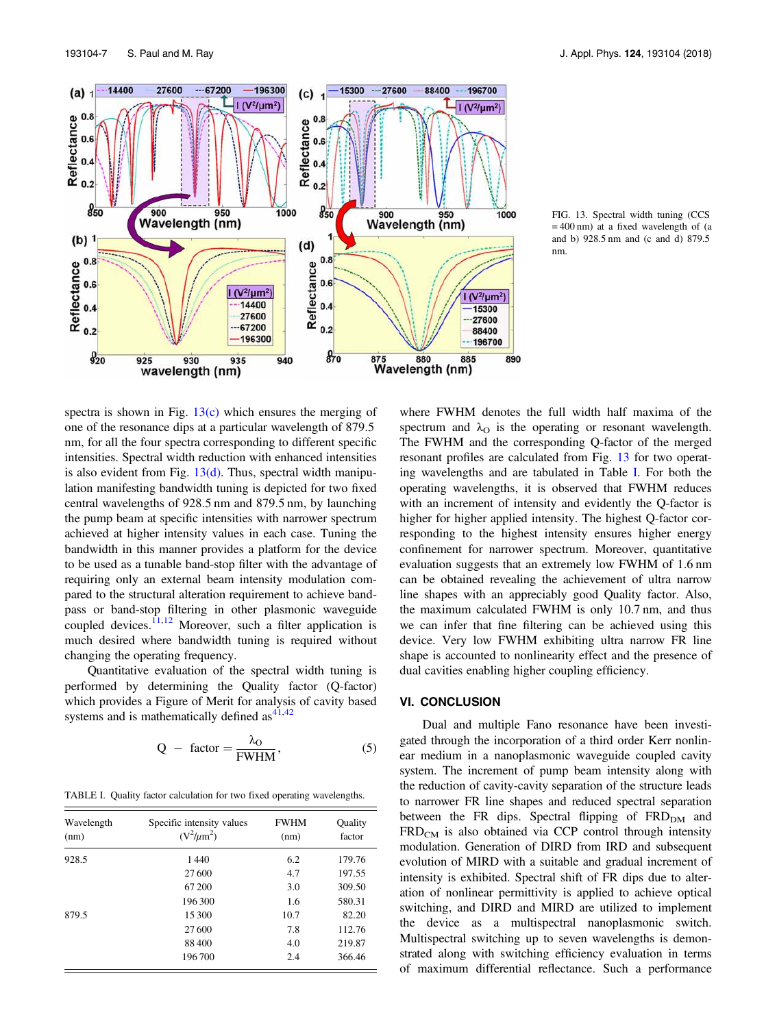FIG. 13. Spectral width tuning (CCS = 400 nm) at a fixed wavelength of (a and b) 928.5 nm and (c and d) 879.5 nm.

spectra is shown in Fig. 13(c) which ensures the merging of one of the resonance dips at a particular wavelength of 879.5 nm, for all the four spectra corresponding to different specific intensities. Spectral width reduction with enhanced intensities is also evident from Fig. 13(d). Thus, spectral width manipulation manifesting bandwidth tuning is depicted for two fixed central wavelengths of 928.5 nm and 879.5 nm, by launching the pump beam at specific intensities with narrower spectrum achieved at higher intensity values in each case. Tuning the bandwidth in this manner provides a platform for the device to be used as a tunable band-stop filter with the advantage of requiring only an external beam intensity modulation compared to the structural alteration requirement to achieve band-pass or band-stop filtering in other plasmonic waveguide coupled devices.[11,12] Moreover, such a filter application is much desired where bandwidth tuning is required without changing the operating frequency.

Quantitative evaluation of the spectral width tuning is performed by determining the Quality factor (Q-factor) which provides a Figure of Merit for analysis of cavity based systems and is mathematically defined as[41,42]

$$Q - \text{factor} = \frac{\lambda_O}{\text{FWHM}}, \tag{5}$$

TABLE I. Quality factor calculation for two fixed operating wavelengths.

| Wavelength (nm) | Specific intensity values ($V^2/\mu m^2$) | FWHM (nm) | Quality factor |
|---|---|---|---|
| 928.5 | 1 440 | 6.2 | 179.76 |
| | 27 600 | 4.7 | 197.55 |
| | 67 200 | 3.0 | 309.50 |
| | 196 300 | 1.6 | 580.31 |
| 879.5 | 15 300 | 10.7 | 82.20 |
| | 27 600 | 7.8 | 112.76 |
| | 88 400 | 4.0 | 219.87 |
| | 196 700 | 2.4 | 366.46 |

where FWHM denotes the full width half maxima of the spectrum and $\lambda_O$ is the operating or resonant wavelength. The FWHM and the corresponding Q-factor of the merged resonant profiles are calculated from Fig. 13 for two operating wavelengths and are tabulated in Table I. For both the operating wavelengths, it is observed that FWHM reduces with an increment of intensity and evidently the Q-factor is higher for higher applied intensity. The highest Q-factor corresponding to the highest intensity ensures higher energy confinement for narrower spectrum. Moreover, quantitative evaluation suggests that an extremely low FWHM of 1.6 nm can be obtained revealing the achievement of ultra narrow line shapes with an appreciably good Quality factor. Also, the maximum calculated FWHM is only 10.7 nm, and thus we can infer that fine filtering can be achieved using this device. Very low FWHM exhibiting ultra narrow FR line shape is accounted to nonlinearity effect and the presence of dual cavities enabling higher coupling efficiency.

## VI. CONCLUSION

Dual and multiple Fano resonance have been investigated through the incorporation of a third order Kerr nonlinear medium in a nanoplasmonic waveguide coupled cavity system. The increment of pump beam intensity along with the reduction of cavity-cavity separation of the structure leads to narrower FR line shapes and reduced spectral separation between the FR dips. Spectral flipping of $\text{FRD}_{\text{DM}}$ and $\text{FRD}_{\text{CM}}$ is also obtained via CCP control through intensity modulation. Generation of DIRD from IRD and subsequent evolution of MIRD with a suitable and gradual increment of intensity is exhibited. Spectral shift of FR dips due to alteration of nonlinear permittivity is applied to achieve optical switching, and DIRD and MIRD are utilized to implement the device as a multispectral nanoplasmonic switch. Multispectral switching up to seven wavelengths is demonstrated along with switching efficiency evaluation in terms of maximum differential reflectance. Such a performance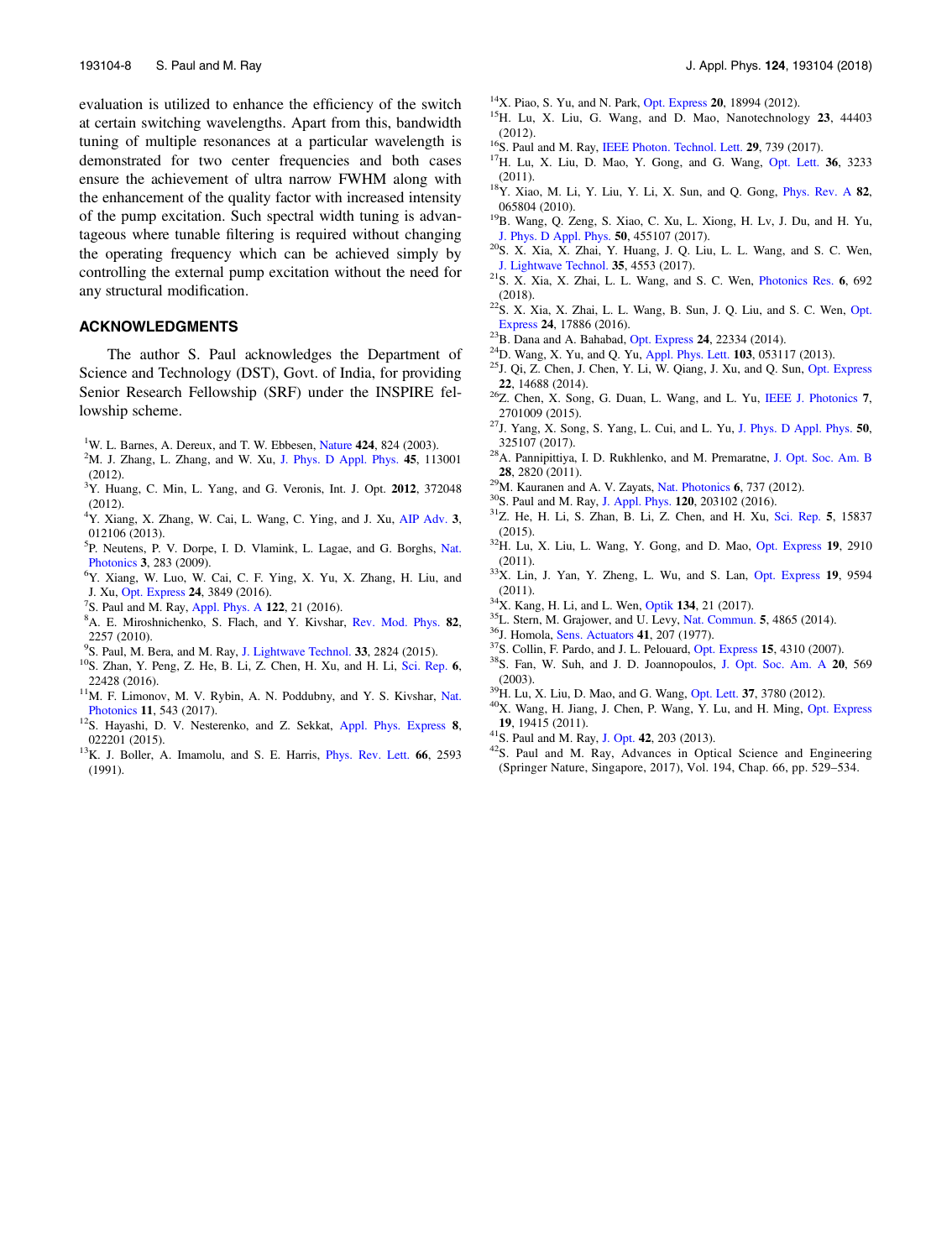evaluation is utilized to enhance the efficiency of the switch at certain switching wavelengths. Apart from this, bandwidth tuning of multiple resonances at a particular wavelength is demonstrated for two center frequencies and both cases ensure the achievement of ultra narrow FWHM along with the enhancement of the quality factor with increased intensity of the pump excitation. Such spectral width tuning is advantageous where tunable filtering is required without changing the operating frequency which can be achieved simply by controlling the external pump excitation without the need for any structural modification.

## ACKNOWLEDGMENTS

The author S. Paul acknowledges the Department of Science and Technology (DST), Govt. of India, for providing Senior Research Fellowship (SRF) under the INSPIRE fellowship scheme.

[1] W. L. Barnes, A. Dereux, and T. W. Ebbesen, Nature **424**, 824 (2003).
[2] M. J. Zhang, L. Zhang, and W. Xu, J. Phys. D Appl. Phys. **45**, 113001 (2012).
[3] Y. Huang, C. Min, L. Yang, and G. Veronis, Int. J. Opt. **2012**, 372048 (2012).
[4] Y. Xiang, X. Zhang, W. Cai, L. Wang, C. Ying, and J. Xu, AIP Adv. **3**, 012106 (2013).
[5] P. Neutens, P. V. Dorpe, I. D. Vlamink, L. Lagae, and G. Borghs, Nat. Photonics **3**, 283 (2009).
[6] Y. Xiang, W. Luo, W. Cai, C. F. Ying, X. Yu, X. Zhang, H. Liu, and J. Xu, Opt. Express **24**, 3849 (2016).
[7] S. Paul and M. Ray, Appl. Phys. A **122**, 21 (2016).
[8] A. E. Miroshnichenko, S. Flach, and Y. Kivshar, Rev. Mod. Phys. **82**, 2257 (2010).
[9] S. Paul, M. Bera, and M. Ray, J. Lightwave Technol. **33**, 2824 (2015).
[10] S. Zhan, Y. Peng, Z. He, B. Li, Z. Chen, H. Xu, and H. Li, Sci. Rep. **6**, 22428 (2016).
[11] M. F. Limonov, M. V. Rybin, A. N. Poddubny, and Y. S. Kivshar, Nat. Photonics **11**, 543 (2017).
[12] S. Hayashi, D. V. Nesterenko, and Z. Sekkat, Appl. Phys. Express **8**, 022201 (2015).
[13] K. J. Boller, A. Imamolu, and S. E. Harris, Phys. Rev. Lett. **66**, 2593 (1991).
[14] X. Piao, S. Yu, and N. Park, Opt. Express **20**, 18994 (2012).
[15] H. Lu, X. Liu, G. Wang, and D. Mao, Nanotechnology **23**, 44403 (2012).
[16] S. Paul and M. Ray, IEEE Photon. Technol. Lett. **29**, 739 (2017).
[17] H. Lu, X. Liu, D. Mao, Y. Gong, and G. Wang, Opt. Lett. **36**, 3233 (2011).
[18] Y. Xiao, M. Li, Y. Liu, Y. Li, X. Sun, and Q. Gong, Phys. Rev. A **82**, 065804 (2010).
[19] B. Wang, Q. Zeng, S. Xiao, C. Xu, L. Xiong, H. Lv, J. Du, and H. Yu, J. Phys. D Appl. Phys. **50**, 455107 (2017).
[20] S. X. Xia, X. Zhai, Y. Huang, J. Q. Liu, L. L. Wang, and S. C. Wen, J. Lightwave Technol. **35**, 4553 (2017).
[21] S. X. Xia, X. Zhai, L. L. Wang, and S. C. Wen, Photonics Res. **6**, 692 (2018).
[22] S. X. Xia, X. Zhai, L. L. Wang, B. Sun, J. Q. Liu, and S. C. Wen, Opt. Express **24**, 17886 (2016).
[23] B. Dana and A. Bahabad, Opt. Express **24**, 22334 (2014).
[24] D. Wang, X. Yu, and Q. Yu, Appl. Phys. Lett. **103**, 053117 (2013).
[25] J. Qi, Z. Chen, J. Chen, Y. Li, W. Qiang, J. Xu, and Q. Sun, Opt. Express **22**, 14688 (2014).
[26] Z. Chen, X. Song, G. Duan, L. Wang, and L. Yu, IEEE J. Photonics **7**, 2701009 (2015).
[27] J. Yang, X. Song, S. Yang, L. Cui, and L. Yu, J. Phys. D Appl. Phys. **50**, 325107 (2017).
[28] A. Pannipitiya, I. D. Rukhlenko, and M. Premaratne, J. Opt. Soc. Am. B **28**, 2820 (2011).
[29] M. Kauranen and A. V. Zayats, Nat. Photonics **6**, 737 (2012).
[30] S. Paul and M. Ray, J. Appl. Phys. **120**, 203102 (2016).
[31] Z. He, H. Li, S. Zhan, B. Li, Z. Chen, and H. Xu, Sci. Rep. **5**, 15837 (2015).
[32] H. Lu, X. Liu, L. Wang, Y. Gong, and D. Mao, Opt. Express **19**, 2910 (2011).
[33] X. Lin, J. Yan, Y. Zheng, L. Wu, and S. Lan, Opt. Express **19**, 9594 (2011).
[34] X. Kang, H. Li, and L. Wen, Optik **134**, 21 (2017).
[35] L. Stern, M. Grajower, and U. Levy, Nat. Commun. **5**, 4865 (2014).
[36] J. Homola, Sens. Actuators **41**, 207 (1977).
[37] S. Collin, F. Pardo, and J. L. Pelouard, Opt. Express **15**, 4310 (2007).
[38] S. Fan, W. Suh, and J. D. Joannopoulos, J. Opt. Soc. Am. A **20**, 569 (2003).
[39] H. Lu, X. Liu, D. Mao, and G. Wang, Opt. Lett. **37**, 3780 (2012).
[40] X. Wang, H. Jiang, J. Chen, P. Wang, Y. Lu, and H. Ming, Opt. Express **19**, 19415 (2011).
[41] S. Paul and M. Ray, J. Opt. **42**, 203 (2013).
[42] S. Paul and M. Ray, Advances in Optical Science and Engineering (Springer Nature, Singapore, 2017), Vol. 194, Chap. 66, pp. 529–534.